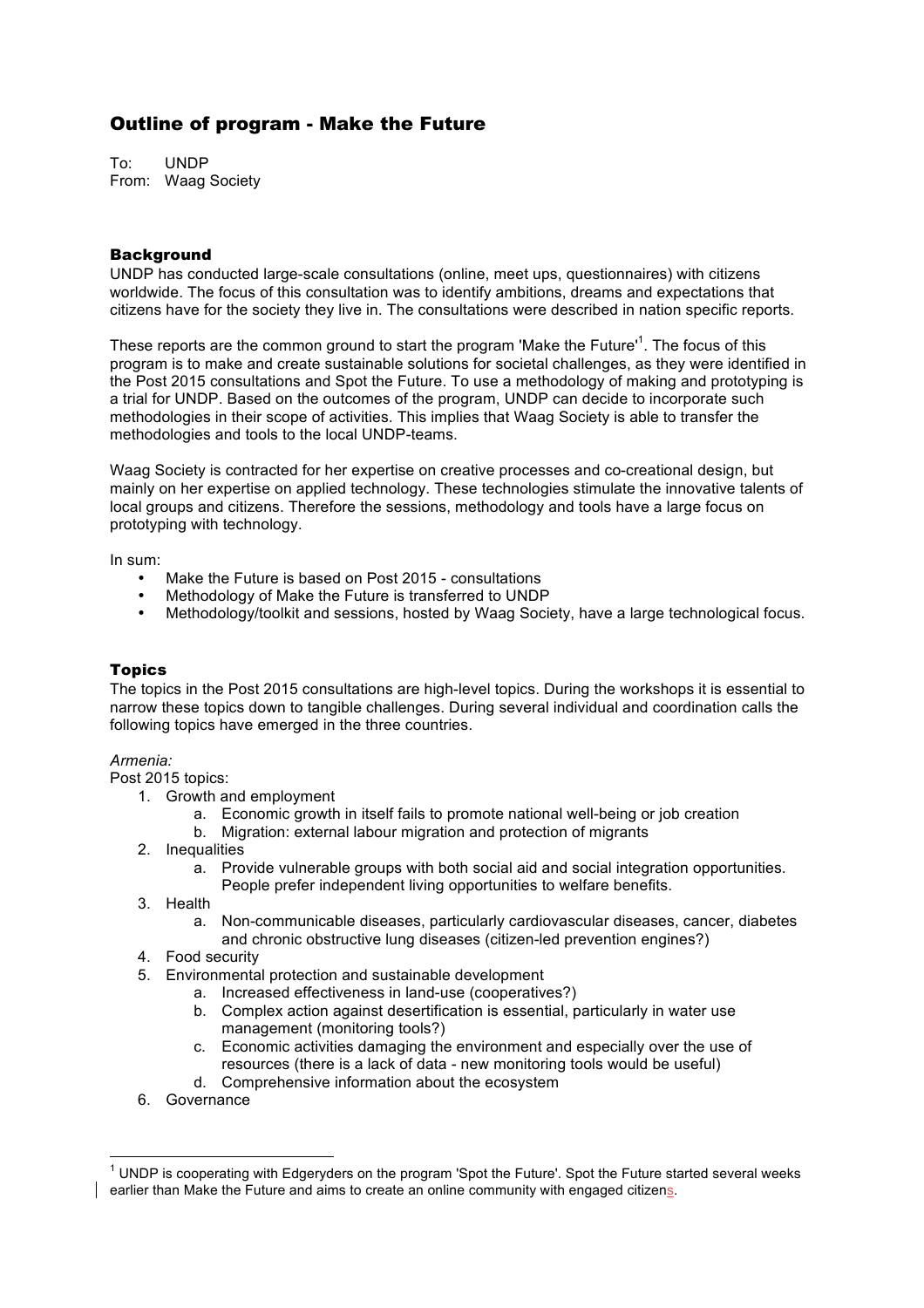# Outline of program - Make the Future

To: UNDP
From: Waag Society

## Background

UNDP has conducted large-scale consultations (online, meet ups, questionnaires) with citizens worldwide. The focus of this consultation was to identify ambitions, dreams and expectations that citizens have for the society they live in. The consultations were described in nation specific reports.

These reports are the common ground to start the program 'Make the Future'[1]. The focus of this program is to make and create sustainable solutions for societal challenges, as they were identified in the Post 2015 consultations and Spot the Future. To use a methodology of making and prototyping is a trial for UNDP. Based on the outcomes of the program, UNDP can decide to incorporate such methodologies in their scope of activities. This implies that Waag Society is able to transfer the methodologies and tools to the local UNDP-teams.

Waag Society is contracted for her expertise on creative processes and co-creational design, but mainly on her expertise on applied technology. These technologies stimulate the innovative talents of local groups and citizens. Therefore the sessions, methodology and tools have a large focus on prototyping with technology.

In sum:

- Make the Future is based on Post 2015 - consultations
- Methodology of Make the Future is transferred to UNDP
- Methodology/toolkit and sessions, hosted by Waag Society, have a large technological focus.

## Topics

The topics in the Post 2015 consultations are high-level topics. During the workshops it is essential to narrow these topics down to tangible challenges. During several individual and coordination calls the following topics have emerged in the three countries.

*Armenia:*

Post 2015 topics:

1. Growth and employment
   a. Economic growth in itself fails to promote national well-being or job creation
   b. Migration: external labour migration and protection of migrants
2. Inequalities
   a. Provide vulnerable groups with both social aid and social integration opportunities. People prefer independent living opportunities to welfare benefits.
3. Health
   a. Non-communicable diseases, particularly cardiovascular diseases, cancer, diabetes and chronic obstructive lung diseases (citizen-led prevention engines?)
4. Food security
5. Environmental protection and sustainable development
   a. Increased effectiveness in land-use (cooperatives?)
   b. Complex action against desertification is essential, particularly in water use management (monitoring tools?)
   c. Economic activities damaging the environment and especially over the use of resources (there is a lack of data - new monitoring tools would be useful)
   d. Comprehensive information about the ecosystem
6. Governance

[1] UNDP is cooperating with Edgeryders on the program 'Spot the Future'. Spot the Future started several weeks earlier than Make the Future and aims to create an online community with engaged citizens.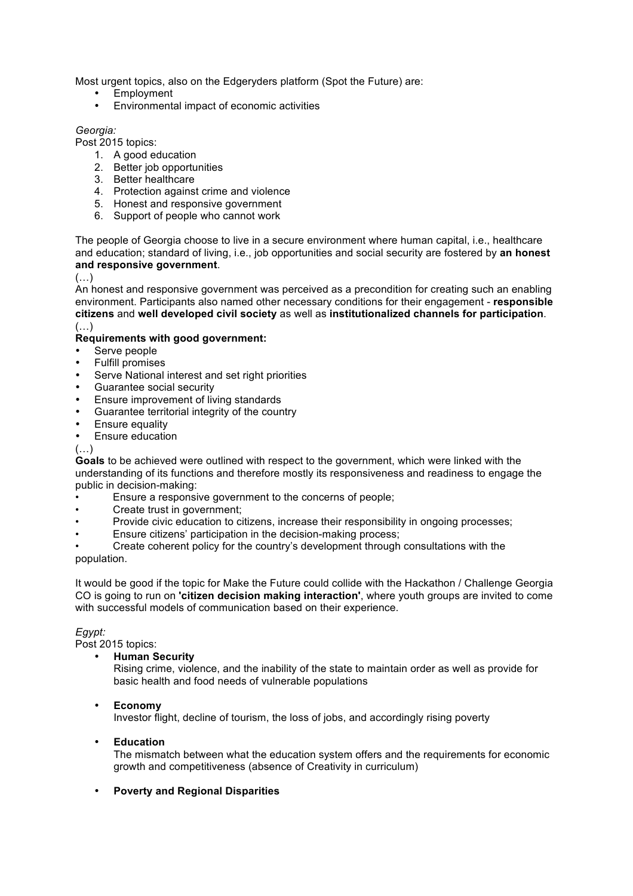Most urgent topics, also on the Edgeryders platform (Spot the Future) are:

- Employment
- Environmental impact of economic activities

*Georgia:*

Post 2015 topics:

1. A good education
2. Better job opportunities
3. Better healthcare
4. Protection against crime and violence
5. Honest and responsive government
6. Support of people who cannot work

The people of Georgia choose to live in a secure environment where human capital, i.e., healthcare and education; standard of living, i.e., job opportunities and social security are fostered by **an honest and responsive government**.

(…)

An honest and responsive government was perceived as a precondition for creating such an enabling environment. Participants also named other necessary conditions for their engagement - **responsible citizens** and **well developed civil society** as well as **institutionalized channels for participation**.

(…)

**Requirements with good government:**

- Serve people
- Fulfill promises
- Serve National interest and set right priorities
- Guarantee social security
- Ensure improvement of living standards
- Guarantee territorial integrity of the country
- Ensure equality
- Ensure education

(…)

**Goals** to be achieved were outlined with respect to the government, which were linked with the understanding of its functions and therefore mostly its responsiveness and readiness to engage the public in decision-making:

- Ensure a responsive government to the concerns of people;
- Create trust in government;
- Provide civic education to citizens, increase their responsibility in ongoing processes;
- Ensure citizens' participation in the decision-making process;
- Create coherent policy for the country's development through consultations with the population.

It would be good if the topic for Make the Future could collide with the Hackathon / Challenge Georgia CO is going to run on **'citizen decision making interaction'**, where youth groups are invited to come with successful models of communication based on their experience.

*Egypt:*

Post 2015 topics:

- **Human Security**
  Rising crime, violence, and the inability of the state to maintain order as well as provide for basic health and food needs of vulnerable populations

- **Economy**
  Investor flight, decline of tourism, the loss of jobs, and accordingly rising poverty

- **Education**
  The mismatch between what the education system offers and the requirements for economic growth and competitiveness (absence of Creativity in curriculum)

- **Poverty and Regional Disparities**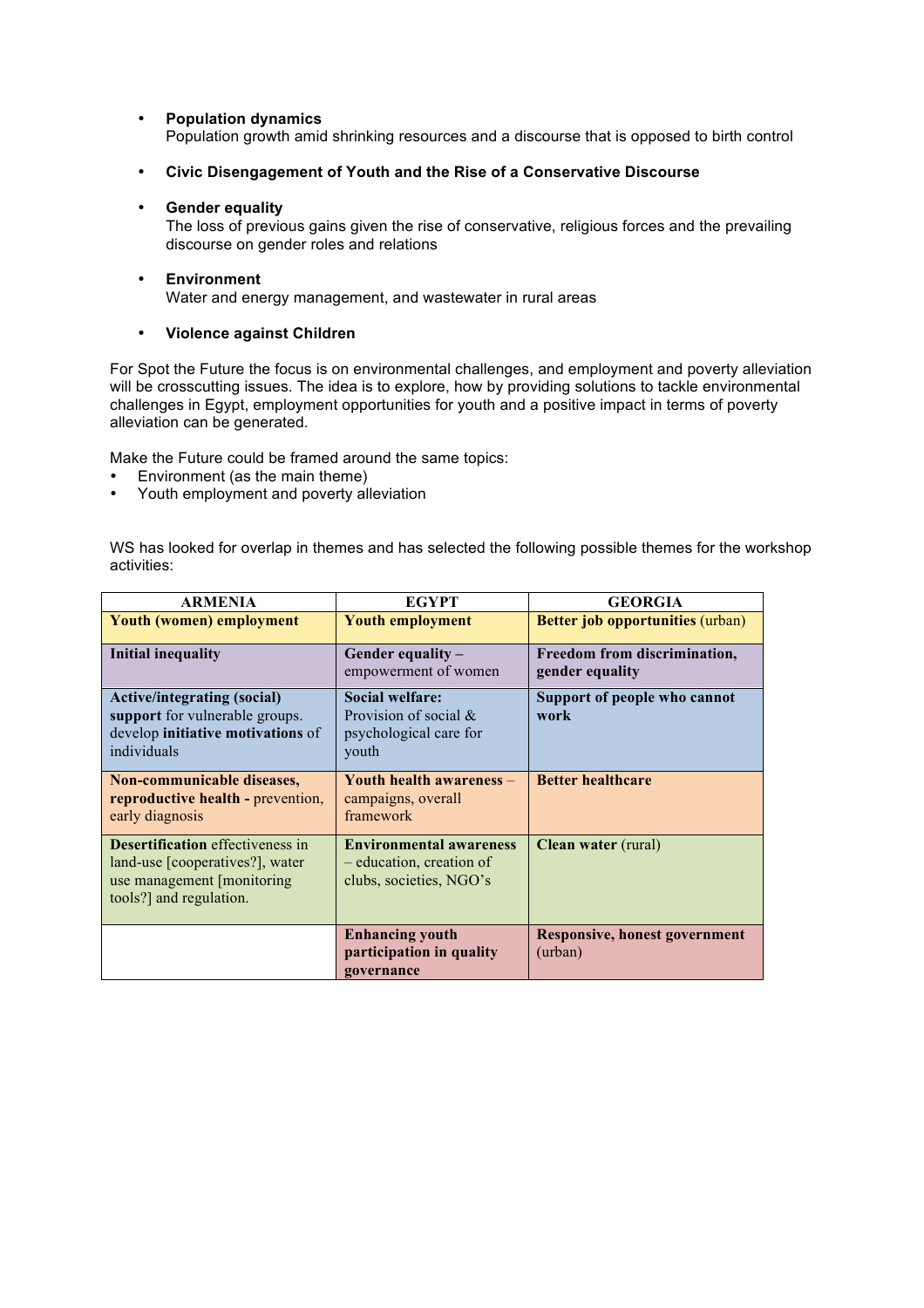- **Population dynamics**
  Population growth amid shrinking resources and a discourse that is opposed to birth control

- **Civic Disengagement of Youth and the Rise of a Conservative Discourse**

- **Gender equality**
  The loss of previous gains given the rise of conservative, religious forces and the prevailing discourse on gender roles and relations

- **Environment**
  Water and energy management, and wastewater in rural areas

- **Violence against Children**

For Spot the Future the focus is on environmental challenges, and employment and poverty alleviation will be crosscutting issues. The idea is to explore, how by providing solutions to tackle environmental challenges in Egypt, employment opportunities for youth and a positive impact in terms of poverty alleviation can be generated.

Make the Future could be framed around the same topics:

- Environment (as the main theme)
- Youth employment and poverty alleviation

WS has looked for overlap in themes and has selected the following possible themes for the workshop activities:

| ARMENIA | EGYPT | GEORGIA |
|---|---|---|
| **Youth (women) employment** | **Youth employment** | **Better job opportunities** (urban) |
| **Initial inequality** | **Gender equality** – empowerment of women | **Freedom from discrimination, gender equality** |
| **Active/integrating (social) support** for vulnerable groups. develop **initiative motivations** of individuals | **Social welfare:** Provision of social & psychological care for youth | **Support of people who cannot work** |
| **Non-communicable diseases, reproductive health -** prevention, early diagnosis | **Youth health awareness** – campaigns, overall framework | **Better healthcare** |
| **Desertification** effectiveness in land-use [cooperatives?], water use management [monitoring tools?] and regulation. | **Environmental awareness** – education, creation of clubs, societies, NGO's | **Clean water** (rural) |
| | **Enhancing youth participation in quality governance** | **Responsive, honest government** (urban) |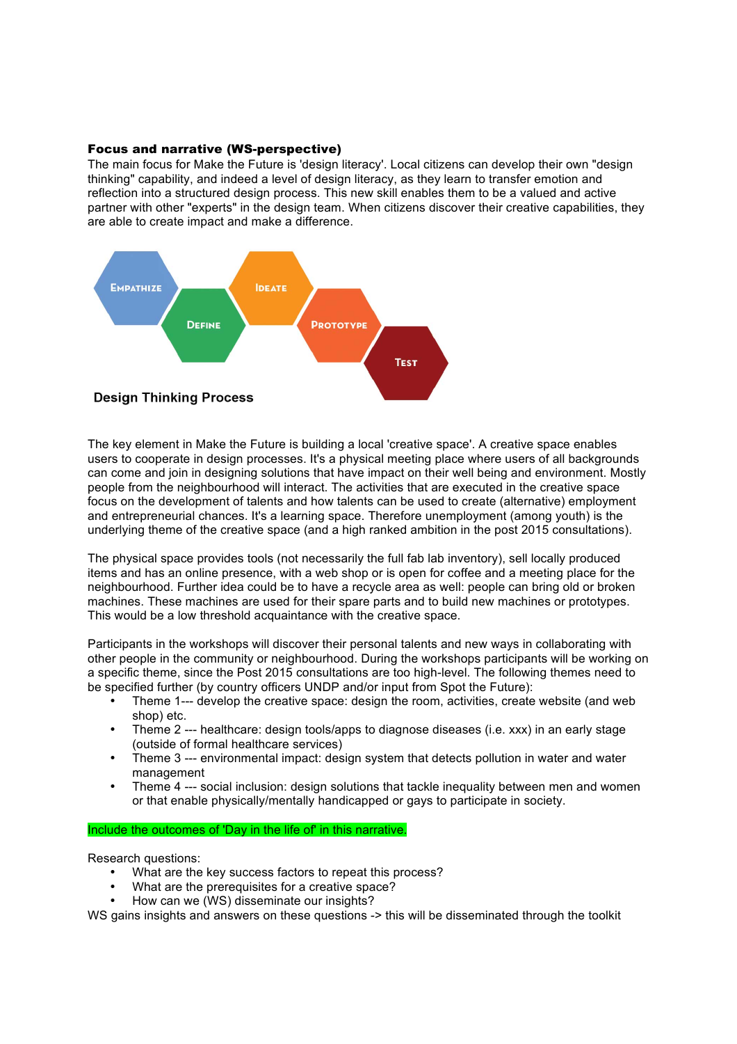**Focus and narrative (WS-perspective)**

The main focus for Make the Future is 'design literacy'. Local citizens can develop their own "design thinking" capability, and indeed a level of design literacy, as they learn to transfer emotion and reflection into a structured design process. This new skill enables them to be a valued and active partner with other "experts" in the design team. When citizens discover their creative capabilities, they are able to create impact and make a difference.

EMPATHIZE
DEFINE
IDEATE
PROTOTYPE
TEST

**Design Thinking Process**

The key element in Make the Future is building a local 'creative space'. A creative space enables users to cooperate in design processes. It's a physical meeting place where users of all backgrounds can come and join in designing solutions that have impact on their well being and environment. Mostly people from the neighbourhood will interact. The activities that are executed in the creative space focus on the development of talents and how talents can be used to create (alternative) employment and entrepreneurial chances. It's a learning space. Therefore unemployment (among youth) is the underlying theme of the creative space (and a high ranked ambition in the post 2015 consultations).

The physical space provides tools (not necessarily the full fab lab inventory), sell locally produced items and has an online presence, with a web shop or is open for coffee and a meeting place for the neighbourhood. Further idea could be to have a recycle area as well: people can bring old or broken machines. These machines are used for their spare parts and to build new machines or prototypes. This would be a low threshold acquaintance with the creative space.

Participants in the workshops will discover their personal talents and new ways in collaborating with other people in the community or neighbourhood. During the workshops participants will be working on a specific theme, since the Post 2015 consultations are too high-level. The following themes need to be specified further (by country officers UNDP and/or input from Spot the Future):

- Theme 1--- develop the creative space: design the room, activities, create website (and web shop) etc.
- Theme 2 --- healthcare: design tools/apps to diagnose diseases (i.e. xxx) in an early stage (outside of formal healthcare services)
- Theme 3 --- environmental impact: design system that detects pollution in water and water management
- Theme 4 --- social inclusion: design solutions that tackle inequality between men and women or that enable physically/mentally handicapped or gays to participate in society.

Include the outcomes of 'Day in the life of' in this narrative.

Research questions:

- What are the key success factors to repeat this process?
- What are the prerequisites for a creative space?
- How can we (WS) disseminate our insights?

WS gains insights and answers on these questions -> this will be disseminated through the toolkit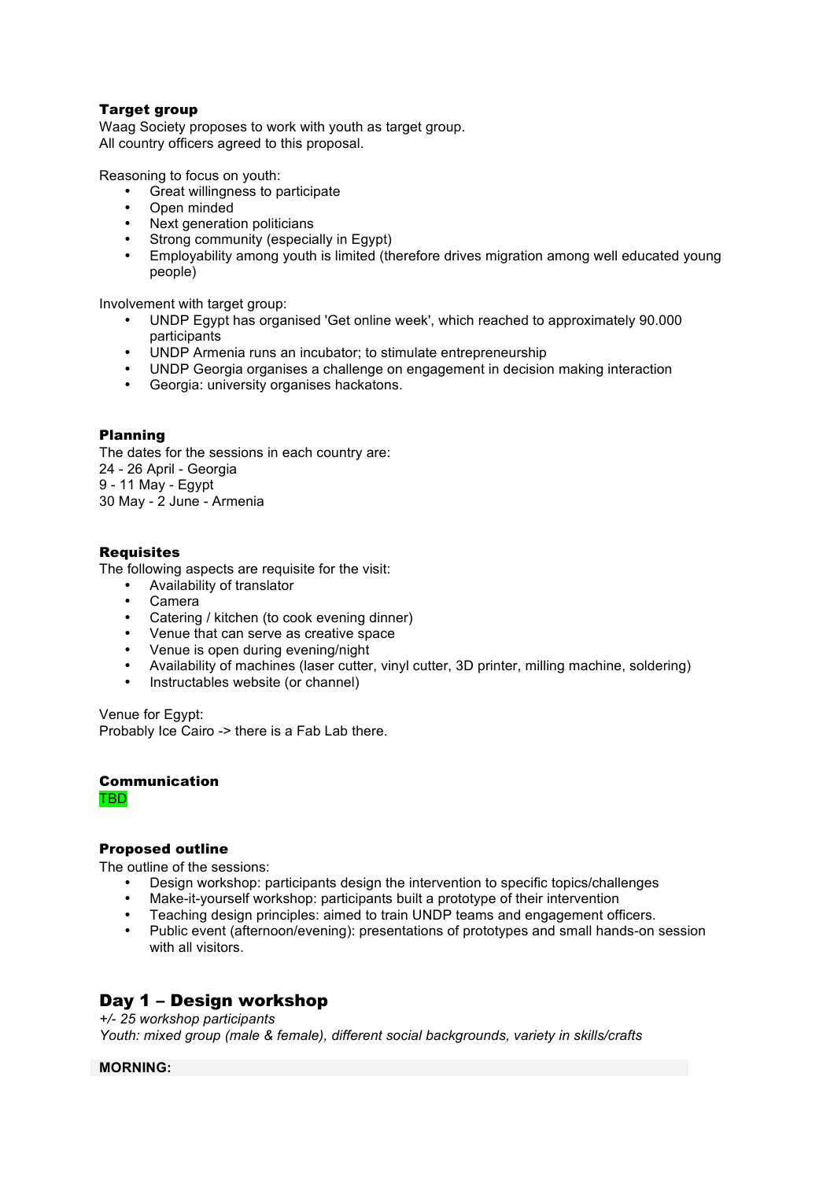### Target group

Waag Society proposes to work with youth as target group.
All country officers agreed to this proposal.

Reasoning to focus on youth:

- Great willingness to participate
- Open minded
- Next generation politicians
- Strong community (especially in Egypt)
- Employability among youth is limited (therefore drives migration among well educated young people)

Involvement with target group:

- UNDP Egypt has organised 'Get online week', which reached to approximately 90.000 participants
- UNDP Armenia runs an incubator; to stimulate entrepreneurship
- UNDP Georgia organises a challenge on engagement in decision making interaction
- Georgia: university organises hackatons.

### Planning

The dates for the sessions in each country are:
24 - 26 April - Georgia
9 - 11 May - Egypt
30 May - 2 June - Armenia

### Requisites

The following aspects are requisite for the visit:

- Availability of translator
- Camera
- Catering / kitchen (to cook evening dinner)
- Venue that can serve as creative space
- Venue is open during evening/night
- Availability of machines (laser cutter, vinyl cutter, 3D printer, milling machine, soldering)
- Instructables website (or channel)

Venue for Egypt:
Probably Ice Cairo -> there is a Fab Lab there.

### Communication

TBD

### Proposed outline

The outline of the sessions:

- Design workshop: participants design the intervention to specific topics/challenges
- Make-it-yourself workshop: participants built a prototype of their intervention
- Teaching design principles: aimed to train UNDP teams and engagement officers.
- Public event (afternoon/evening): presentations of prototypes and small hands-on session with all visitors.

## Day 1 – Design workshop

*+/- 25 workshop participants*
*Youth: mixed group (male & female), different social backgrounds, variety in skills/crafts*

**MORNING:**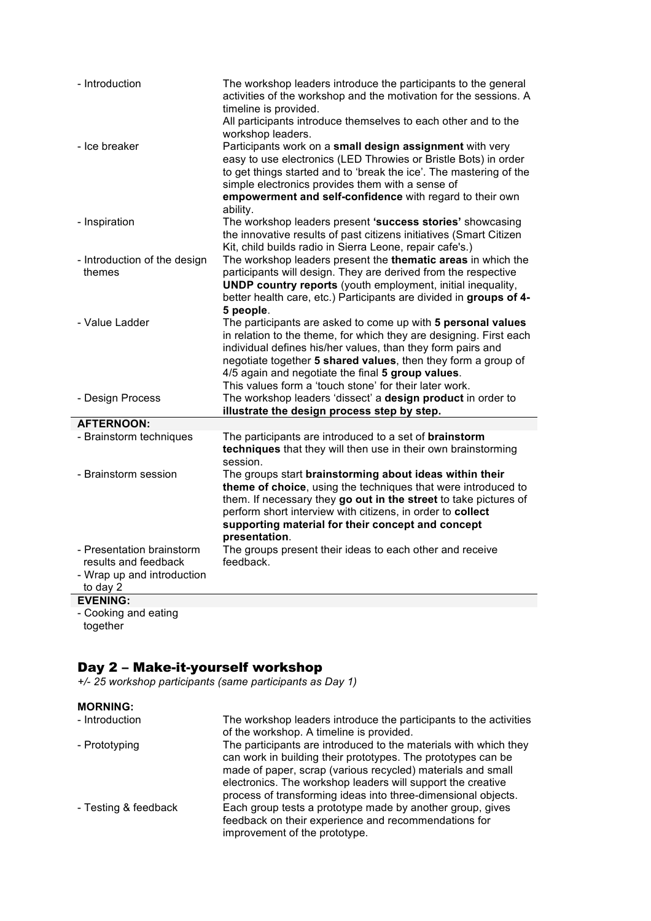| | |
|---|---|
| - Introduction | The workshop leaders introduce the participants to the general activities of the workshop and the motivation for the sessions. A timeline is provided.<br>All participants introduce themselves to each other and to the workshop leaders. |
| - Ice breaker | Participants work on a **small design assignment** with very easy to use electronics (LED Throwies or Bristle Bots) in order to get things started and to 'break the ice'. The mastering of the simple electronics provides them with a sense of **empowerment and self-confidence** with regard to their own ability. |
| - Inspiration | The workshop leaders present **'success stories'** showcasing the innovative results of past citizens initiatives (Smart Citizen Kit, child builds radio in Sierra Leone, repair cafe's.) |
| - Introduction of the design themes | The workshop leaders present the **thematic areas** in which the participants will design. They are derived from the respective **UNDP country reports** (youth employment, initial inequality, better health care, etc.) Participants are divided in **groups of 4-5 people**. |
| - Value Ladder | The participants are asked to come up with **5 personal values** in relation to the theme, for which they are designing. First each individual defines his/her values, than they form pairs and negotiate together **5 shared values**, then they form a group of 4/5 again and negotiate the final **5 group values**.<br>This values form a 'touch stone' for their later work. |
| - Design Process | The workshop leaders 'dissect' a **design product** in order to **illustrate the design process step by step.** |
| **AFTERNOON:** | |
| - Brainstorm techniques | The participants are introduced to a set of **brainstorm techniques** that they will then use in their own brainstorming session. |
| - Brainstorm session | The groups start **brainstorming about ideas within their theme of choice**, using the techniques that were introduced to them. If necessary they **go out in the street** to take pictures of perform short interview with citizens, in order to **collect supporting material for their concept and concept presentation**. |
| - Presentation brainstorm results and feedback<br>- Wrap up and introduction to day 2 | The groups present their ideas to each other and receive feedback. |
| **EVENING:** | |
| - Cooking and eating together | |

## Day 2 – Make-it-yourself workshop

*+/- 25 workshop participants (same participants as Day 1)*

| | |
|---|---|
| **MORNING:** | |
| - Introduction | The workshop leaders introduce the participants to the activities of the workshop. A timeline is provided. |
| - Prototyping | The participants are introduced to the materials with which they can work in building their prototypes. The prototypes can be made of paper, scrap (various recycled) materials and small electronics. The workshop leaders will support the creative process of transforming ideas into three-dimensional objects. |
| - Testing & feedback | Each group tests a prototype made by another group, gives feedback on their experience and recommendations for improvement of the prototype. |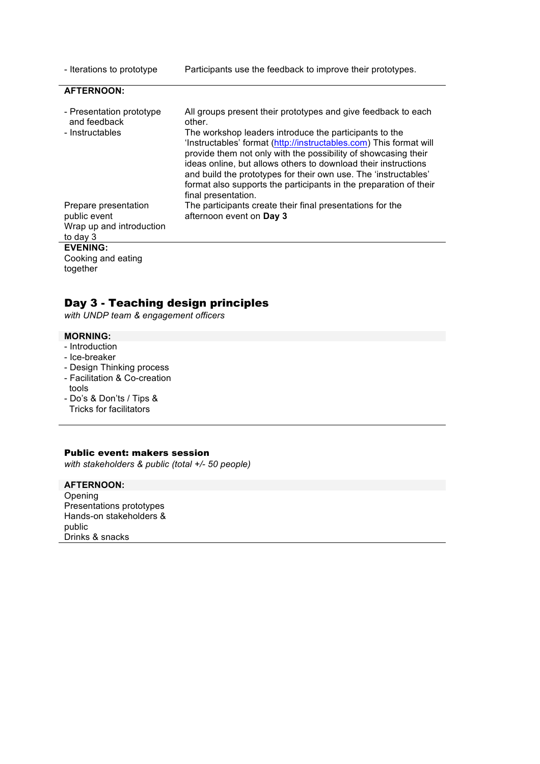| | |
|---|---|
| - Iterations to prototype | Participants use the feedback to improve their prototypes. |

**AFTERNOON:**

| | |
|---|---|
| - Presentation prototype and feedback | All groups present their prototypes and give feedback to each other. |
| - Instructables | The workshop leaders introduce the participants to the 'Instructables' format (http://instructables.com) This format will provide them not only with the possibility of showcasing their ideas online, but allows others to download their instructions and build the prototypes for their own use. The 'instructables' format also supports the participants in the preparation of their final presentation. |
| Prepare presentation public event | The participants create their final presentations for the afternoon event on **Day 3** |
| Wrap up and introduction to day 3 | |

**EVENING:**
Cooking and eating together

## Day 3 - Teaching design principles

*with UNDP team & engagement officers*

**MORNING:**
- Introduction
- Ice-breaker
- Design Thinking process
- Facilitation & Co-creation tools
- Do's & Don'ts / Tips & Tricks for facilitators

### Public event: makers session

*with stakeholders & public (total +/- 50 people)*

**AFTERNOON:**
Opening
Presentations prototypes
Hands-on stakeholders & public
Drinks & snacks